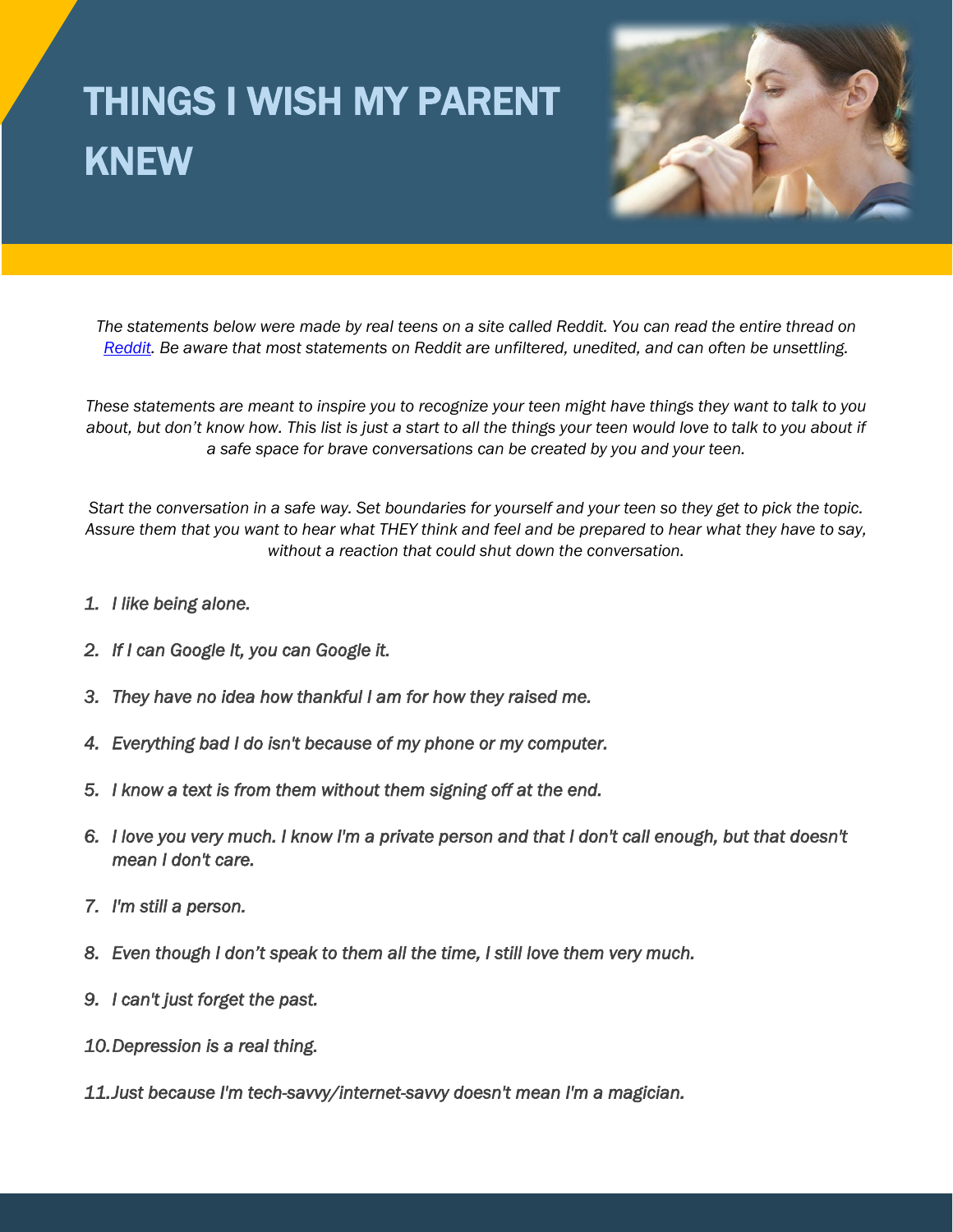# THINGS I WISH MY PARENT KNEW

*The statements below were made by real teens on a site called Reddit. You can read the entire thread on [Reddit](). Be aware that most statements on Reddit are unfiltered, unedited, and can often be unsettling.*

*These statements are meant to inspire you to recognize your teen might have things they want to talk to you about, but don't know how. This list is just a start to all the things your teen would love to talk to you about if a safe space for brave conversations can be created by you and your teen.*

*Start the conversation in a safe way. Set boundaries for yourself and your teen so they get to pick the topic. Assure them that you want to hear what THEY think and feel and be prepared to hear what they have to say, without a reaction that could shut down the conversation.*

1. *I like being alone.*
2. *If I can Google It, you can Google it.*
3. *They have no idea how thankful I am for how they raised me.*
4. *Everything bad I do isn't because of my phone or my computer.*
5. *I know a text is from them without them signing off at the end.*
6. *I love you very much. I know I'm a private person and that I don't call enough, but that doesn't mean I don't care.*
7. *I'm still a person.*
8. *Even though I don't speak to them all the time, I still love them very much.*
9. *I can't just forget the past.*
10. *Depression is a real thing.*
11. *Just because I'm tech-savvy/internet-savvy doesn't mean I'm a magician.*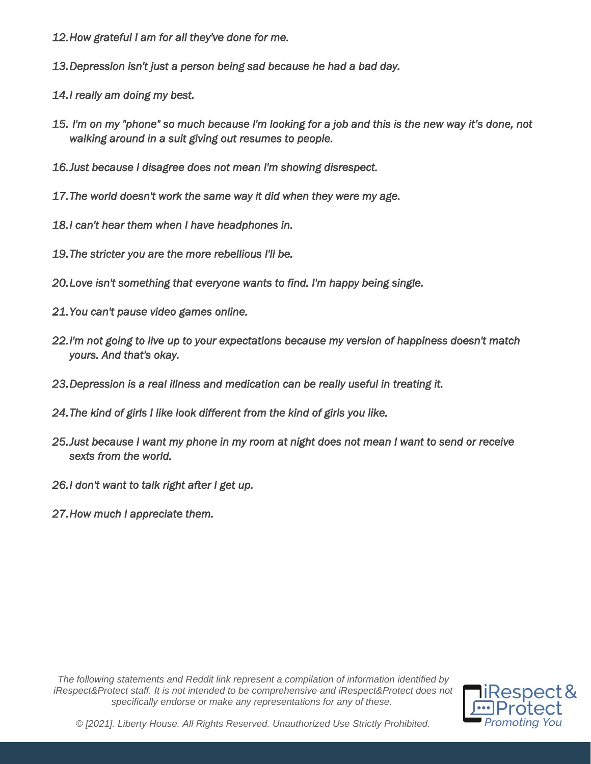12. *How grateful I am for all they've done for me.*
13. *Depression isn't just a person being sad because he had a bad day.*
14. *I really am doing my best.*
15. *I'm on my "phone" so much because I'm looking for a job and this is the new way it's done, not walking around in a suit giving out resumes to people.*
16. *Just because I disagree does not mean I'm showing disrespect.*
17. *The world doesn't work the same way it did when they were my age.*
18. *I can't hear them when I have headphones in.*
19. *The stricter you are the more rebellious I'll be.*
20. *Love isn't something that everyone wants to find. I'm happy being single.*
21. *You can't pause video games online.*
22. *I'm not going to live up to your expectations because my version of happiness doesn't match yours. And that's okay.*
23. *Depression is a real illness and medication can be really useful in treating it.*
24. *The kind of girls I like look different from the kind of girls you like.*
25. *Just because I want my phone in my room at night does not mean I want to send or receive sexts from the world.*
26. *I don't want to talk right after I get up.*
27. *How much I appreciate them.*

*The following statements and Reddit link represent a compilation of information identified by iRespect&Protect staff. It is not intended to be comprehensive and iRespect&Protect does not specifically endorse or make any representations for any of these.*

*© [2021]. Liberty House. All Rights Reserved. Unauthorized Use Strictly Prohibited.*

iRespect & Protect
*Promoting You*